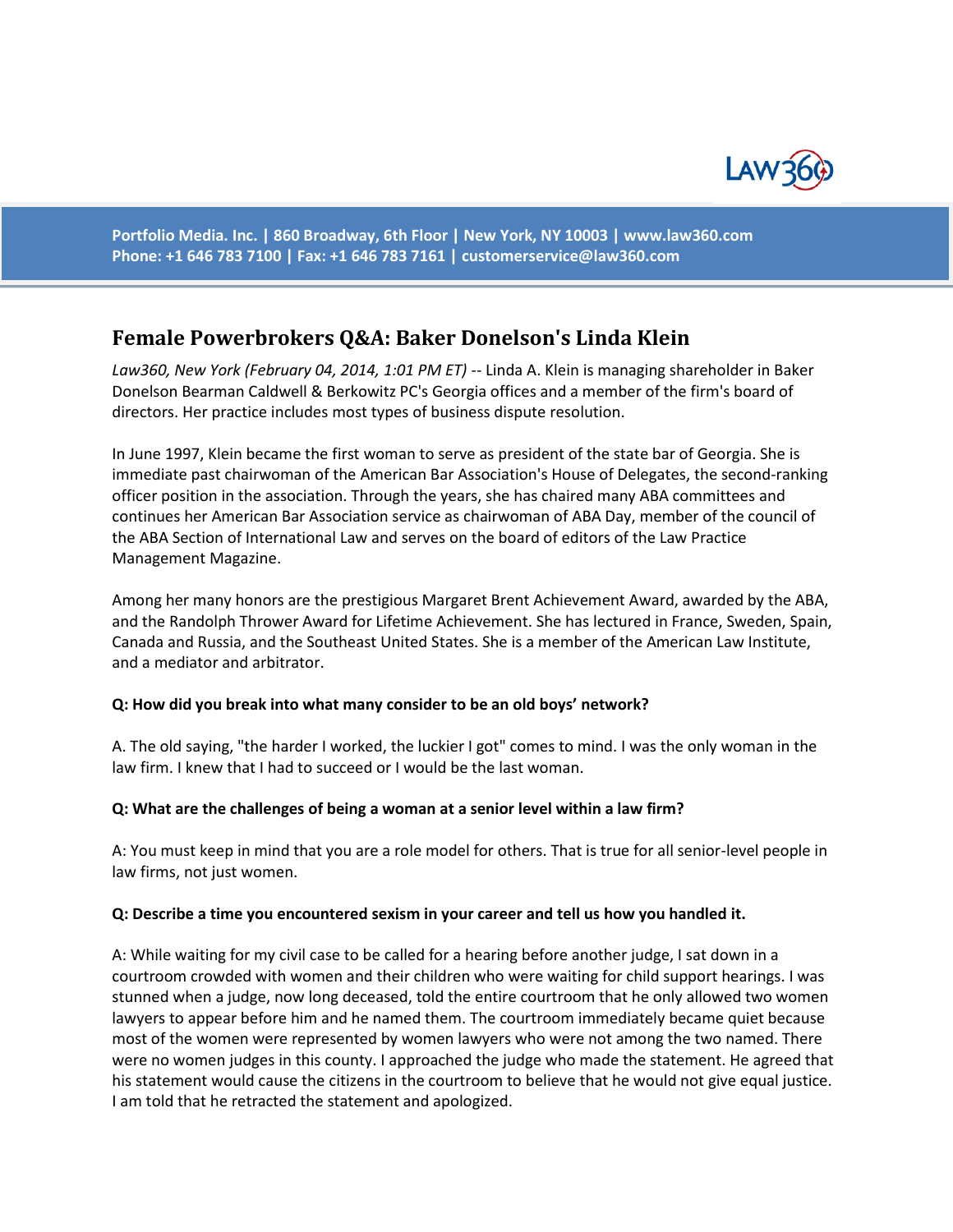Portfolio Media. Inc. | 860 Broadway, 6th Floor | New York, NY 10003 | www.law360.com
Phone: +1 646 783 7100 | Fax: +1 646 783 7161 | customerservice@law360.com

# Female Powerbrokers Q&A: Baker Donelson's Linda Klein

*Law360, New York (February 04, 2014, 1:01 PM ET)* -- Linda A. Klein is managing shareholder in Baker Donelson Bearman Caldwell & Berkowitz PC's Georgia offices and a member of the firm's board of directors. Her practice includes most types of business dispute resolution.

In June 1997, Klein became the first woman to serve as president of the state bar of Georgia. She is immediate past chairwoman of the American Bar Association's House of Delegates, the second-ranking officer position in the association. Through the years, she has chaired many ABA committees and continues her American Bar Association service as chairwoman of ABA Day, member of the council of the ABA Section of International Law and serves on the board of editors of the Law Practice Management Magazine.

Among her many honors are the prestigious Margaret Brent Achievement Award, awarded by the ABA, and the Randolph Thrower Award for Lifetime Achievement. She has lectured in France, Sweden, Spain, Canada and Russia, and the Southeast United States. She is a member of the American Law Institute, and a mediator and arbitrator.

**Q: How did you break into what many consider to be an old boys' network?**

A. The old saying, "the harder I worked, the luckier I got" comes to mind. I was the only woman in the law firm. I knew that I had to succeed or I would be the last woman.

**Q: What are the challenges of being a woman at a senior level within a law firm?**

A: You must keep in mind that you are a role model for others. That is true for all senior-level people in law firms, not just women.

**Q: Describe a time you encountered sexism in your career and tell us how you handled it.**

A: While waiting for my civil case to be called for a hearing before another judge, I sat down in a courtroom crowded with women and their children who were waiting for child support hearings. I was stunned when a judge, now long deceased, told the entire courtroom that he only allowed two women lawyers to appear before him and he named them. The courtroom immediately became quiet because most of the women were represented by women lawyers who were not among the two named. There were no women judges in this county. I approached the judge who made the statement. He agreed that his statement would cause the citizens in the courtroom to believe that he would not give equal justice. I am told that he retracted the statement and apologized.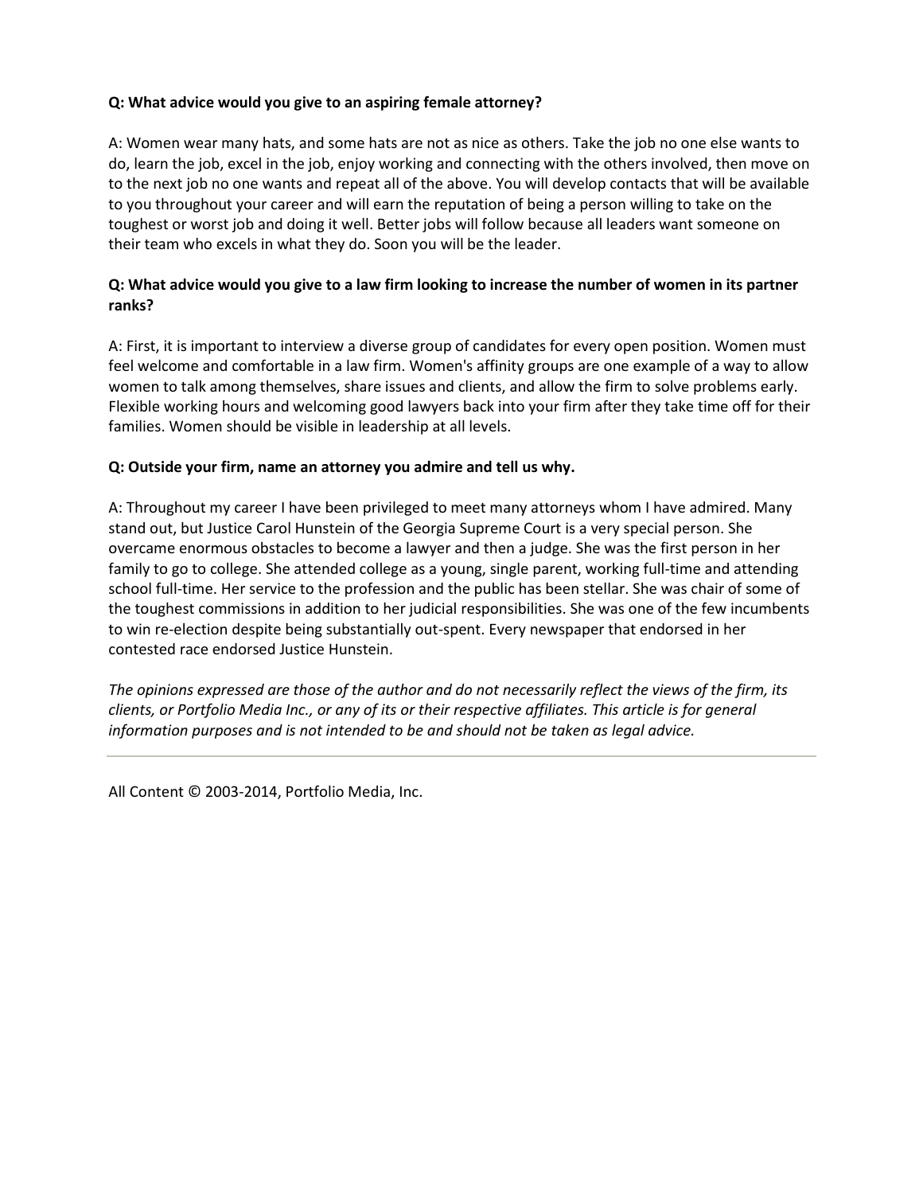**Q: What advice would you give to an aspiring female attorney?**

A: Women wear many hats, and some hats are not as nice as others. Take the job no one else wants to do, learn the job, excel in the job, enjoy working and connecting with the others involved, then move on to the next job no one wants and repeat all of the above. You will develop contacts that will be available to you throughout your career and will earn the reputation of being a person willing to take on the toughest or worst job and doing it well. Better jobs will follow because all leaders want someone on their team who excels in what they do. Soon you will be the leader.

**Q: What advice would you give to a law firm looking to increase the number of women in its partner ranks?**

A: First, it is important to interview a diverse group of candidates for every open position. Women must feel welcome and comfortable in a law firm. Women's affinity groups are one example of a way to allow women to talk among themselves, share issues and clients, and allow the firm to solve problems early. Flexible working hours and welcoming good lawyers back into your firm after they take time off for their families. Women should be visible in leadership at all levels.

**Q: Outside your firm, name an attorney you admire and tell us why.**

A: Throughout my career I have been privileged to meet many attorneys whom I have admired. Many stand out, but Justice Carol Hunstein of the Georgia Supreme Court is a very special person. She overcame enormous obstacles to become a lawyer and then a judge. She was the first person in her family to go to college. She attended college as a young, single parent, working full-time and attending school full-time. Her service to the profession and the public has been stellar. She was chair of some of the toughest commissions in addition to her judicial responsibilities. She was one of the few incumbents to win re-election despite being substantially out-spent. Every newspaper that endorsed in her contested race endorsed Justice Hunstein.

*The opinions expressed are those of the author and do not necessarily reflect the views of the firm, its clients, or Portfolio Media Inc., or any of its or their respective affiliates. This article is for general information purposes and is not intended to be and should not be taken as legal advice.*

---

All Content © 2003-2014, Portfolio Media, Inc.